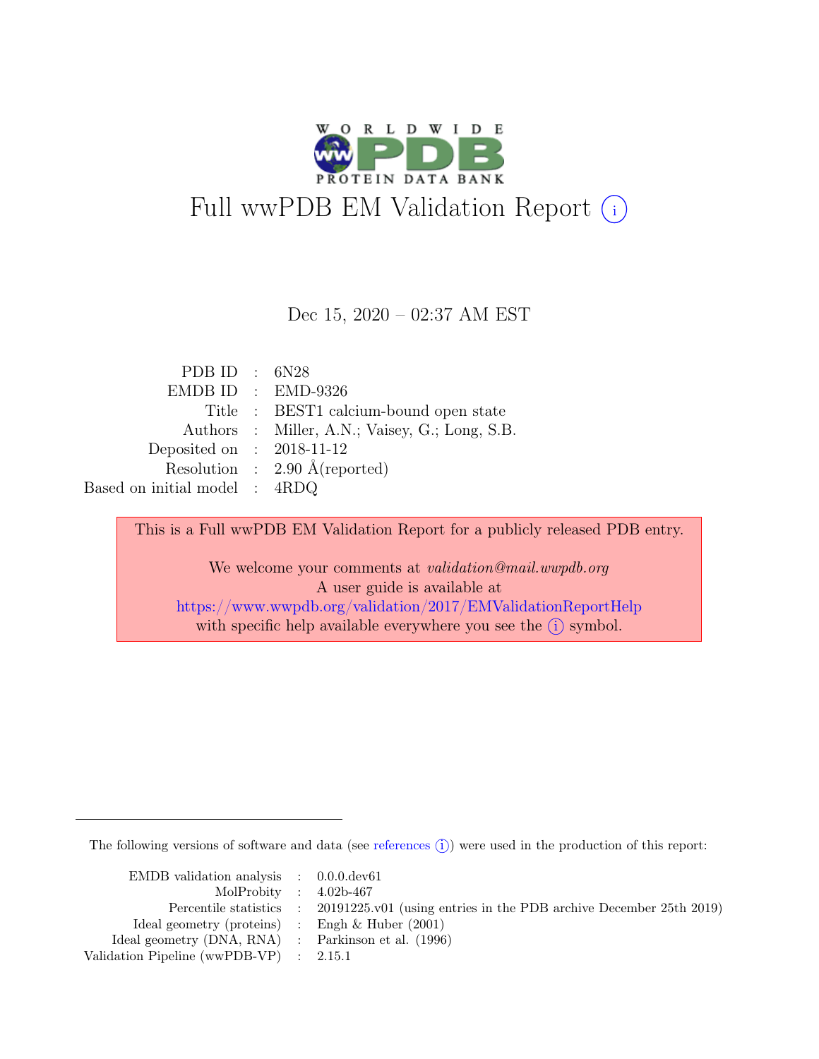# Full wwPDB EM Validation Report (i)

Dec 15, 2020 – 02:37 AM EST

| | | |
|---|---|---|
| PDB ID | : | 6N28 |
| EMDB ID | : | EMD-9326 |
| Title | : | BEST1 calcium-bound open state |
| Authors | : | Miller, A.N.; Vaisey, G.; Long, S.B. |
| Deposited on | : | 2018-11-12 |
| Resolution | : | 2.90 Å(reported) |
| Based on initial model | : | 4RDQ |

This is a Full wwPDB EM Validation Report for a publicly released PDB entry.

We welcome your comments at *validation@mail.wwpdb.org*
A user guide is available at
https://www.wwpdb.org/validation/2017/EMValidationReportHelp
with specific help available everywhere you see the (i) symbol.

---

The following versions of software and data (see references (i)) were used in the production of this report:

| | | |
|---|---|---|
| EMDB validation analysis | : | 0.0.0.dev61 |
| MolProbity | : | 4.02b-467 |
| Percentile statistics | : | 20191225.v01 (using entries in the PDB archive December 25th 2019) |
| Ideal geometry (proteins) | : | Engh & Huber (2001) |
| Ideal geometry (DNA, RNA) | : | Parkinson et al. (1996) |
| Validation Pipeline (wwPDB-VP) | : | 2.15.1 |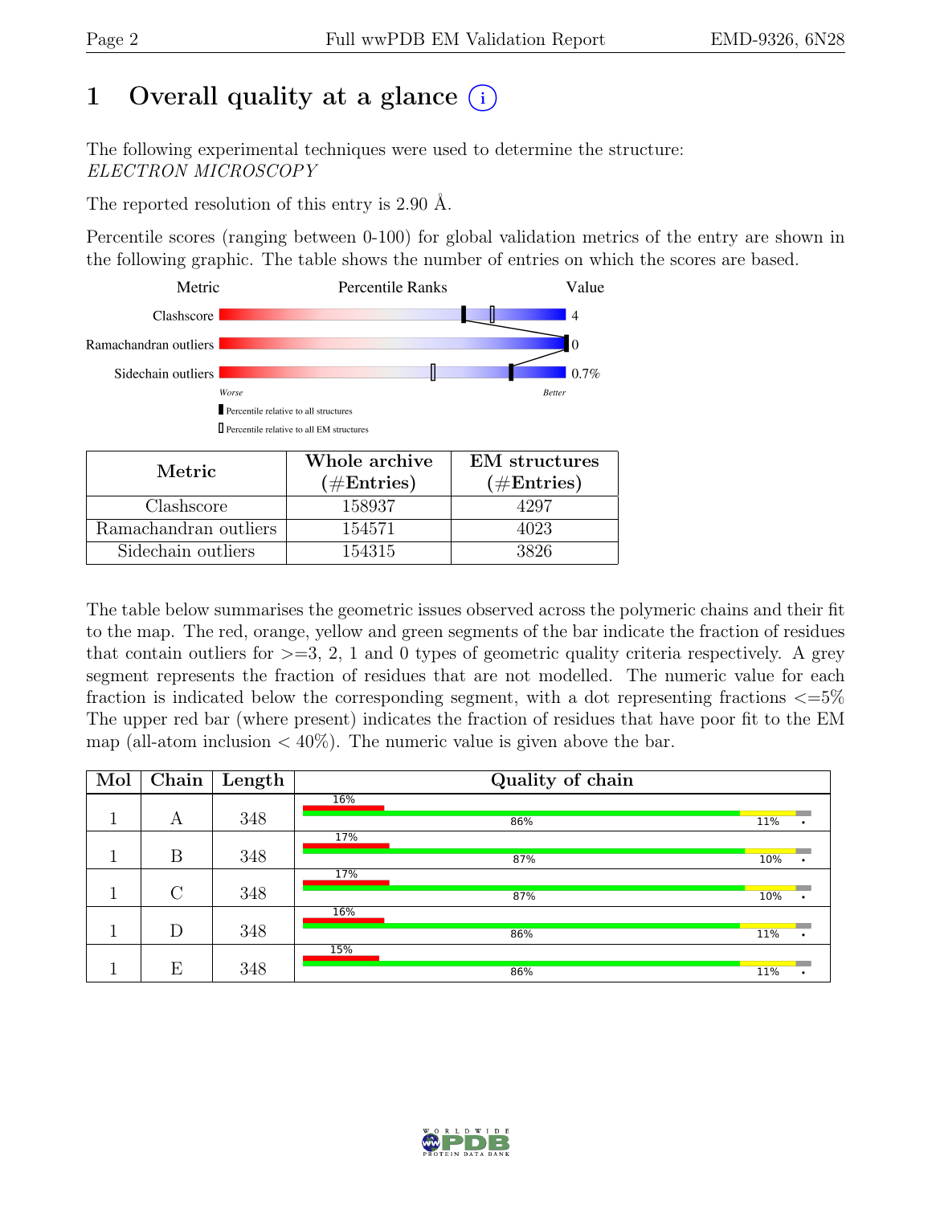# 1 Overall quality at a glance (i)

The following experimental techniques were used to determine the structure:
*ELECTRON MICROSCOPY*

The reported resolution of this entry is 2.90 Å.

Percentile scores (ranging between 0-100) for global validation metrics of the entry are shown in the following graphic. The table shows the number of entries on which the scores are based.

| Metric | Value |
|---|---|
| Clashscore | 4 |
| Ramachandran outliers | 0 |
| Sidechain outliers | 0.7% |

Worse — Better

▮ Percentile relative to all structures

▯ Percentile relative to all EM structures

| Metric | Whole archive (#Entries) | EM structures (#Entries) |
|---|---|---|
| Clashscore | 158937 | 4297 |
| Ramachandran outliers | 154571 | 4023 |
| Sidechain outliers | 154315 | 3826 |

The table below summarises the geometric issues observed across the polymeric chains and their fit to the map. The red, orange, yellow and green segments of the bar indicate the fraction of residues that contain outliers for >=3, 2, 1 and 0 types of geometric quality criteria respectively. A grey segment represents the fraction of residues that are not modelled. The numeric value for each fraction is indicated below the corresponding segment, with a dot representing fractions <=5% The upper red bar (where present) indicates the fraction of residues that have poor fit to the EM map (all-atom inclusion < 40%). The numeric value is given above the bar.

| Mol | Chain | Length | Quality of chain |
|---|---|---|---|
| 1 | A | 348 | 16% (poor fit); 86%, 11%, • |
| 1 | B | 348 | 17% (poor fit); 87%, 10%, • |
| 1 | C | 348 | 17% (poor fit); 87%, 10%, • |
| 1 | D | 348 | 16% (poor fit); 86%, 11%, • |
| 1 | E | 348 | 15% (poor fit); 86%, 11%, • |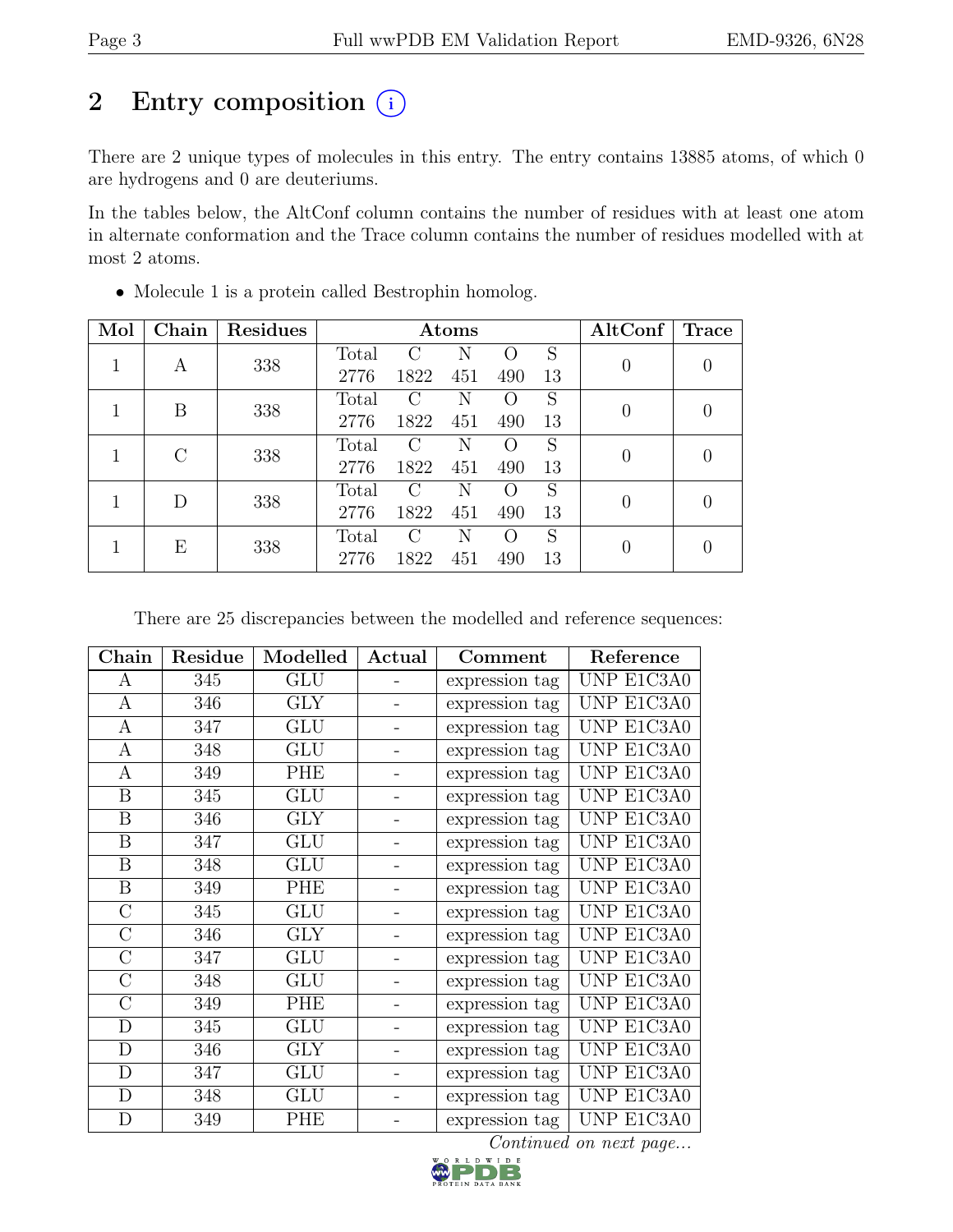# 2 Entry composition (i)

There are 2 unique types of molecules in this entry. The entry contains 13885 atoms, of which 0 are hydrogens and 0 are deuteriums.

In the tables below, the AltConf column contains the number of residues with at least one atom in alternate conformation and the Trace column contains the number of residues modelled with at most 2 atoms.

- Molecule 1 is a protein called Bestrophin homolog.

| Mol | Chain | Residues | Atoms | | | | | AltConf | Trace |
|---|---|---|---|---|---|---|---|---|---|
| | | | Total | C | N | O | S | | |
| 1 | A | 338 | 2776 | 1822 | 451 | 490 | 13 | 0 | 0 |
| 1 | B | 338 | 2776 | 1822 | 451 | 490 | 13 | 0 | 0 |
| 1 | C | 338 | 2776 | 1822 | 451 | 490 | 13 | 0 | 0 |
| 1 | D | 338 | 2776 | 1822 | 451 | 490 | 13 | 0 | 0 |
| 1 | E | 338 | 2776 | 1822 | 451 | 490 | 13 | 0 | 0 |

There are 25 discrepancies between the modelled and reference sequences:

| Chain | Residue | Modelled | Actual | Comment | Reference |
|---|---|---|---|---|---|
| A | 345 | GLU | - | expression tag | UNP E1C3A0 |
| A | 346 | GLY | - | expression tag | UNP E1C3A0 |
| A | 347 | GLU | - | expression tag | UNP E1C3A0 |
| A | 348 | GLU | - | expression tag | UNP E1C3A0 |
| A | 349 | PHE | - | expression tag | UNP E1C3A0 |
| B | 345 | GLU | - | expression tag | UNP E1C3A0 |
| B | 346 | GLY | - | expression tag | UNP E1C3A0 |
| B | 347 | GLU | - | expression tag | UNP E1C3A0 |
| B | 348 | GLU | - | expression tag | UNP E1C3A0 |
| B | 349 | PHE | - | expression tag | UNP E1C3A0 |
| C | 345 | GLU | - | expression tag | UNP E1C3A0 |
| C | 346 | GLY | - | expression tag | UNP E1C3A0 |
| C | 347 | GLU | - | expression tag | UNP E1C3A0 |
| C | 348 | GLU | - | expression tag | UNP E1C3A0 |
| C | 349 | PHE | - | expression tag | UNP E1C3A0 |
| D | 345 | GLU | - | expression tag | UNP E1C3A0 |
| D | 346 | GLY | - | expression tag | UNP E1C3A0 |
| D | 347 | GLU | - | expression tag | UNP E1C3A0 |
| D | 348 | GLU | - | expression tag | UNP E1C3A0 |
| D | 349 | PHE | - | expression tag | UNP E1C3A0 |

*Continued on next page...*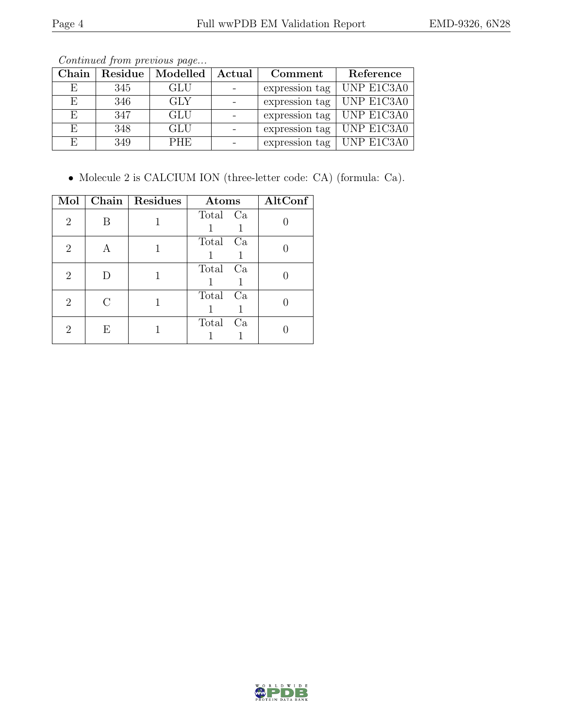*Continued from previous page...*

| Chain | Residue | Modelled | Actual | Comment | Reference |
|---|---|---|---|---|---|
| E | 345 | GLU | - | expression tag | UNP E1C3A0 |
| E | 346 | GLY | - | expression tag | UNP E1C3A0 |
| E | 347 | GLU | - | expression tag | UNP E1C3A0 |
| E | 348 | GLU | - | expression tag | UNP E1C3A0 |
| E | 349 | PHE | - | expression tag | UNP E1C3A0 |

- Molecule 2 is CALCIUM ION (three-letter code: CA) (formula: Ca).

| Mol | Chain | Residues | Atoms | AltConf |
|---|---|---|---|---|
| 2 | B | 1 | Total Ca<br>1 1 | 0 |
| 2 | A | 1 | Total Ca<br>1 1 | 0 |
| 2 | D | 1 | Total Ca<br>1 1 | 0 |
| 2 | C | 1 | Total Ca<br>1 1 | 0 |
| 2 | E | 1 | Total Ca<br>1 1 | 0 |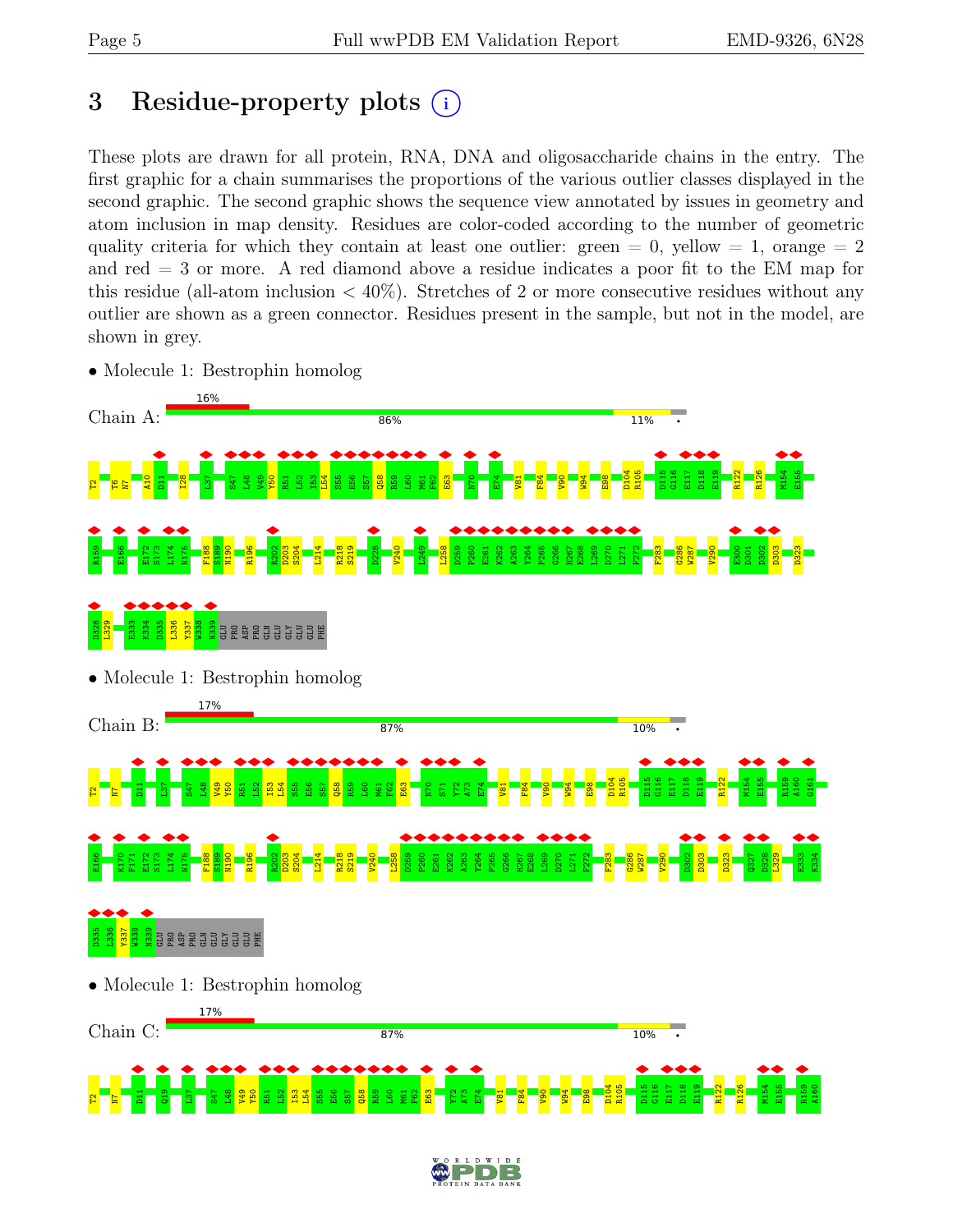# 3 Residue-property plots

These plots are drawn for all protein, RNA, DNA and oligosaccharide chains in the entry. The first graphic for a chain summarises the proportions of the various outlier classes displayed in the second graphic. The second graphic shows the sequence view annotated by issues in geometry and atom inclusion in map density. Residues are color-coded according to the number of geometric quality criteria for which they contain at least one outlier: green = 0, yellow = 1, orange = 2 and red = 3 or more. A red diamond above a residue indicates a poor fit to the EM map for this residue (all-atom inclusion < 40%). Stretches of 2 or more consecutive residues without any outlier are shown as a green connector. Residues present in the sample, but not in the model, are shown in grey.

- Molecule 1: Bestrophin homolog

Chain A: 16% | 86% | 11% | •

T2 T6 N7 A10 D11 I28 L37 S47 L48 V49 Y50 R51 L52 I53 L54 S55 E56 S57 Q58 R59 L60 M61 F62 E63 N70 E74 V81 F84 V90 W94 E98 D104 R105 D115 G116 E117 D118 E119 R122 R126 M154 E155 R159 E166 E172 S173 L174 N175 F188 S189 N190 R196 R202 D203 S204 L214 R218 S219 D228 V240 L249 L258 D259 P260 E261 K262 A263 Y264 P265 G266 H267 E268 L269 D270 L271 F272 F283 G286 W287 V290 E300 D301 D302 D303 D323 D328 L329 E333 K334 D335 L336 Y337 W338 N339 GLU PRO ASP PRO GLN GLU GLU GLY GLU GLU PHE

- Molecule 1: Bestrophin homolog

Chain B: 17% | 87% | 10% | •

T2 N7 D11 L37 S47 L48 V49 Y50 R51 L52 I53 L54 S55 E56 S57 Q58 R59 L60 M61 F62 E63 N70 S71 Y72 A73 E74 V81 F84 V90 W94 E98 D104 R105 D115 G116 E117 D118 E119 R122 M154 E155 R159 A160 G161 E166 K170 F171 E172 S173 L174 N175 F188 S189 N190 R196 R202 D203 S204 L214 R218 S219 V240 L258 D259 P260 E261 K262 A263 Y264 P265 G266 H267 E268 L269 D270 L271 F272 F283 G286 W287 V290 D302 D303 D323 Q327 D328 L329 E333 K334 D335 L336 Y337 W338 N339 GLU PRO ASP PRO GLN GLU GLU GLY GLU GLU PHE

- Molecule 1: Bestrophin homolog

Chain C: 17% | 87% | 10% | •

T2 N7 D11 Q19 L37 S47 L48 V49 Y50 R51 L52 I53 L54 S55 E56 S57 Q58 R59 L60 M61 F62 E63 Y72 A73 E74 V81 F84 V90 W94 E98 D104 R105 D115 G116 E117 D118 E119 R122 R126 M154 E155 R159 A160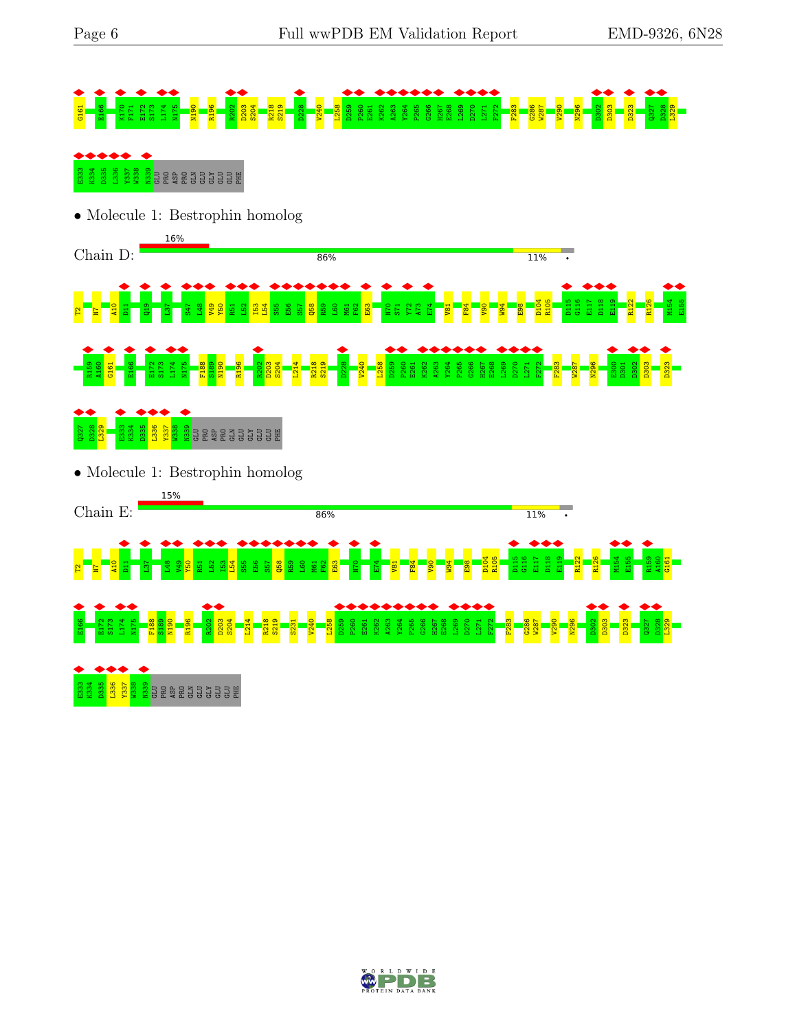G161 E166 K170 F171 E172 S173 L174 N175 N190 R196 R202 D203 S204 R218 S219 D228 V240 L258 D259 P260 E261 K262 A263 Y264 P265 G266 H267 E268 L269 D270 L271 F272 F283 G286 W287 V290 N296 D302 D303 D323 Q327 D328 L329

E333 K334 D335 L336 Y337 W338 N339 GLU PRO ASP PRO GLN GLU GLY GLU GLU PHE

• Molecule 1: Bestrophin homolog

Chain D: 16% / 86% / 11% / •

T2 N7 A10 D11 Q19 L37 S47 L48 V49 Y50 R51 L52 I53 L54 S55 E56 S57 Q58 R59 L60 M61 F62 E63 N70 S71 Y72 A73 E74 V81 F84 V90 W94 E98 D104 R105 D115 G116 E117 D118 E119 R122 R126 M154 E155

R159 A160 G161 E166 E172 S173 L174 N175 F188 S189 N190 R196 R202 D203 S204 L214 R218 S219 D228 V240 L258 D259 P260 E261 K262 A263 Y264 P265 G266 H267 E268 L269 D270 L271 F272 F283 W287 N296 E300 D301 D302 D303 D323

Q327 D328 L329 E333 K334 D335 L336 Y337 W338 N339 GLU PRO ASP PRO GLN GLU GLY GLU GLU PHE

• Molecule 1: Bestrophin homolog

Chain E: 15% / 86% / 11% / •

T2 N7 A10 D11 L37 L48 V49 Y50 R51 L52 I53 L54 S55 E56 S57 Q58 R59 L60 M61 F62 E63 N70 E74 V81 F84 V90 W94 E98 D104 R105 D115 G116 E117 D118 E119 R122 R126 M154 E155 R159 A160 G161

E166 E172 S173 L174 N175 F188 S189 N190 R196 R202 D203 S204 L214 R218 S219 S231 V240 L258 D259 P260 E261 K262 A263 Y264 P265 G266 H267 E268 L269 D270 L271 F272 F283 G286 W287 V290 N296 D302 D303 D323 Q327 D328 L329

E333 K334 D335 L336 Y337 W338 N339 GLU PRO ASP PRO GLN GLU GLY GLU GLU PHE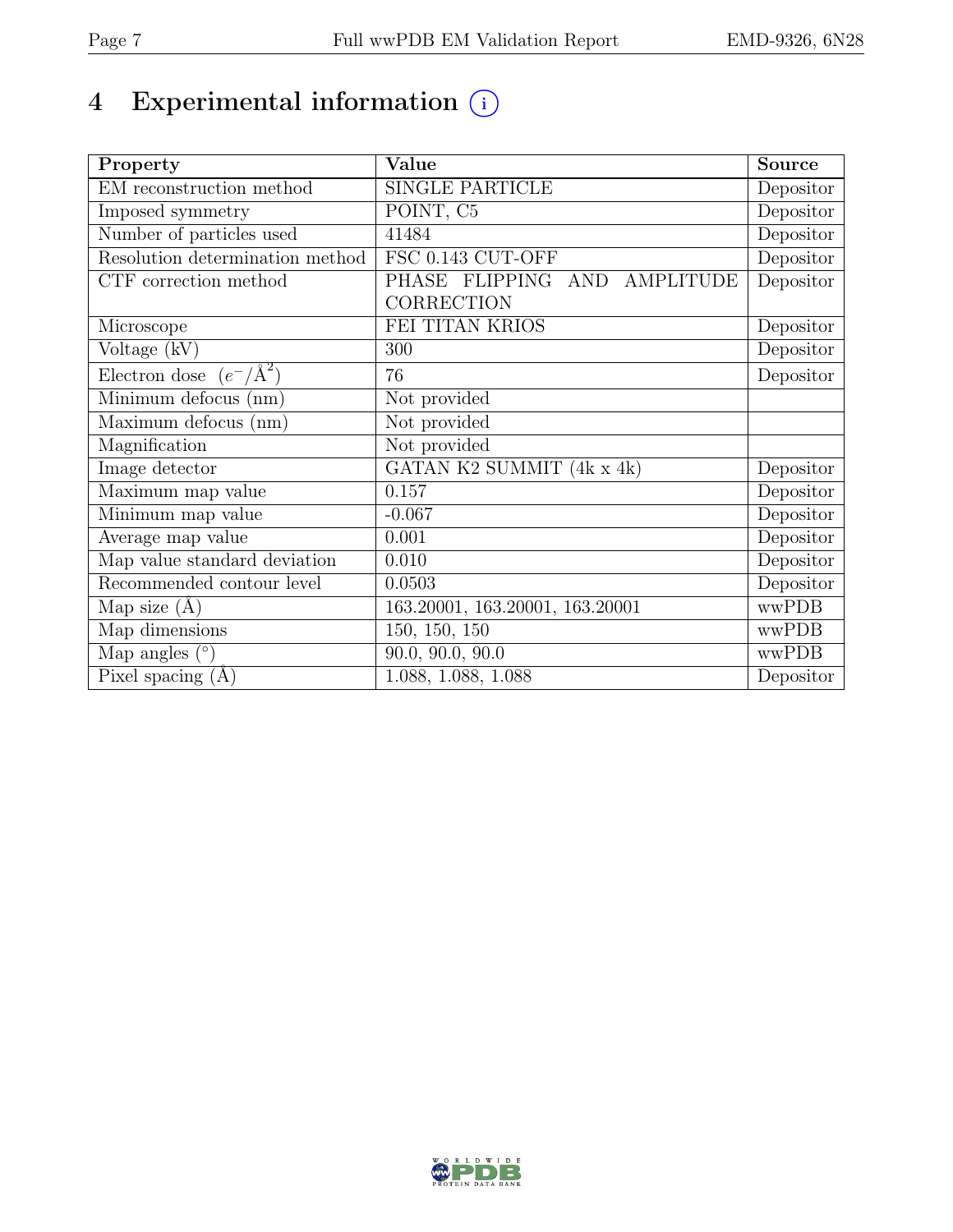# 4 Experimental information

| Property | Value | Source |
|---|---|---|
| EM reconstruction method | SINGLE PARTICLE | Depositor |
| Imposed symmetry | POINT, C5 | Depositor |
| Number of particles used | 41484 | Depositor |
| Resolution determination method | FSC 0.143 CUT-OFF | Depositor |
| CTF correction method | PHASE FLIPPING AND AMPLITUDE CORRECTION | Depositor |
| Microscope | FEI TITAN KRIOS | Depositor |
| Voltage (kV) | 300 | Depositor |
| Electron dose ($e^-/\text{Å}^2$) | 76 | Depositor |
| Minimum defocus (nm) | Not provided | |
| Maximum defocus (nm) | Not provided | |
| Magnification | Not provided | |
| Image detector | GATAN K2 SUMMIT (4k x 4k) | Depositor |
| Maximum map value | 0.157 | Depositor |
| Minimum map value | -0.067 | Depositor |
| Average map value | 0.001 | Depositor |
| Map value standard deviation | 0.010 | Depositor |
| Recommended contour level | 0.0503 | Depositor |
| Map size (Å) | 163.20001, 163.20001, 163.20001 | wwPDB |
| Map dimensions | 150, 150, 150 | wwPDB |
| Map angles (°) | 90.0, 90.0, 90.0 | wwPDB |
| Pixel spacing (Å) | 1.088, 1.088, 1.088 | Depositor |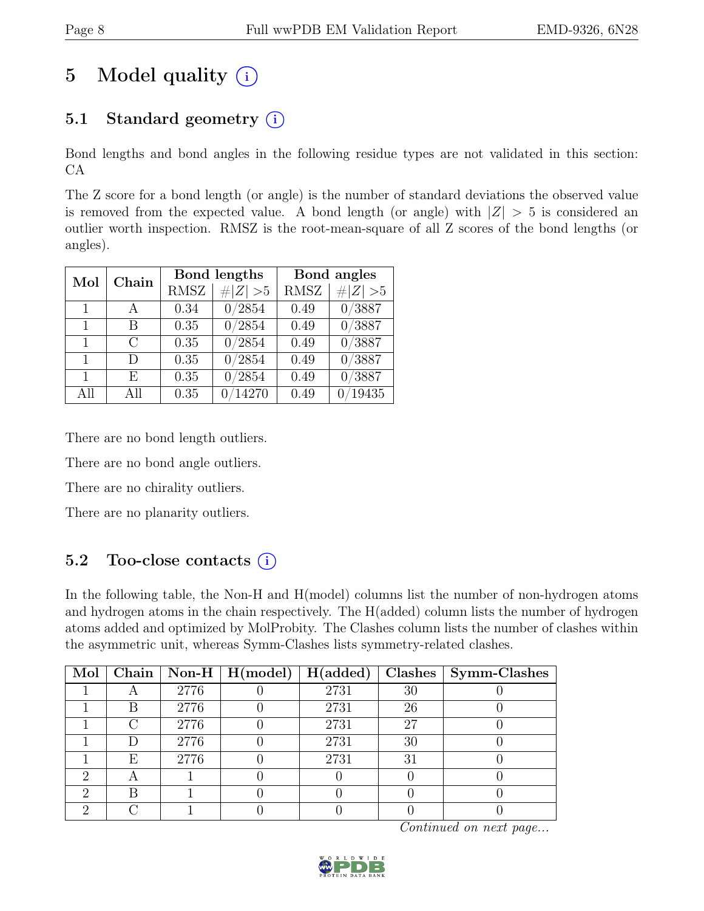# 5 Model quality (i)

## 5.1 Standard geometry (i)

Bond lengths and bond angles in the following residue types are not validated in this section: CA

The Z score for a bond length (or angle) is the number of standard deviations the observed value is removed from the expected value. A bond length (or angle) with $|Z| > 5$ is considered an outlier worth inspection. RMSZ is the root-mean-square of all Z scores of the bond lengths (or angles).

| Mol | Chain | Bond lengths | | Bond angles | |
|---|---|---|---|---|---|
| | | RMSZ | $\#\|Z\| >5$ | RMSZ | $\#\|Z\| >5$ |
| 1 | A | 0.34 | 0/2854 | 0.49 | 0/3887 |
| 1 | B | 0.35 | 0/2854 | 0.49 | 0/3887 |
| 1 | C | 0.35 | 0/2854 | 0.49 | 0/3887 |
| 1 | D | 0.35 | 0/2854 | 0.49 | 0/3887 |
| 1 | E | 0.35 | 0/2854 | 0.49 | 0/3887 |
| All | All | 0.35 | 0/14270 | 0.49 | 0/19435 |

There are no bond length outliers.

There are no bond angle outliers.

There are no chirality outliers.

There are no planarity outliers.

## 5.2 Too-close contacts (i)

In the following table, the Non-H and H(model) columns list the number of non-hydrogen atoms and hydrogen atoms in the chain respectively. The H(added) column lists the number of hydrogen atoms added and optimized by MolProbity. The Clashes column lists the number of clashes within the asymmetric unit, whereas Symm-Clashes lists symmetry-related clashes.

| Mol | Chain | Non-H | H(model) | H(added) | Clashes | Symm-Clashes |
|---|---|---|---|---|---|---|
| 1 | A | 2776 | 0 | 2731 | 30 | 0 |
| 1 | B | 2776 | 0 | 2731 | 26 | 0 |
| 1 | C | 2776 | 0 | 2731 | 27 | 0 |
| 1 | D | 2776 | 0 | 2731 | 30 | 0 |
| 1 | E | 2776 | 0 | 2731 | 31 | 0 |
| 2 | A | 1 | 0 | 0 | 0 | 0 |
| 2 | B | 1 | 0 | 0 | 0 | 0 |
| 2 | C | 1 | 0 | 0 | 0 | 0 |

*Continued on next page...*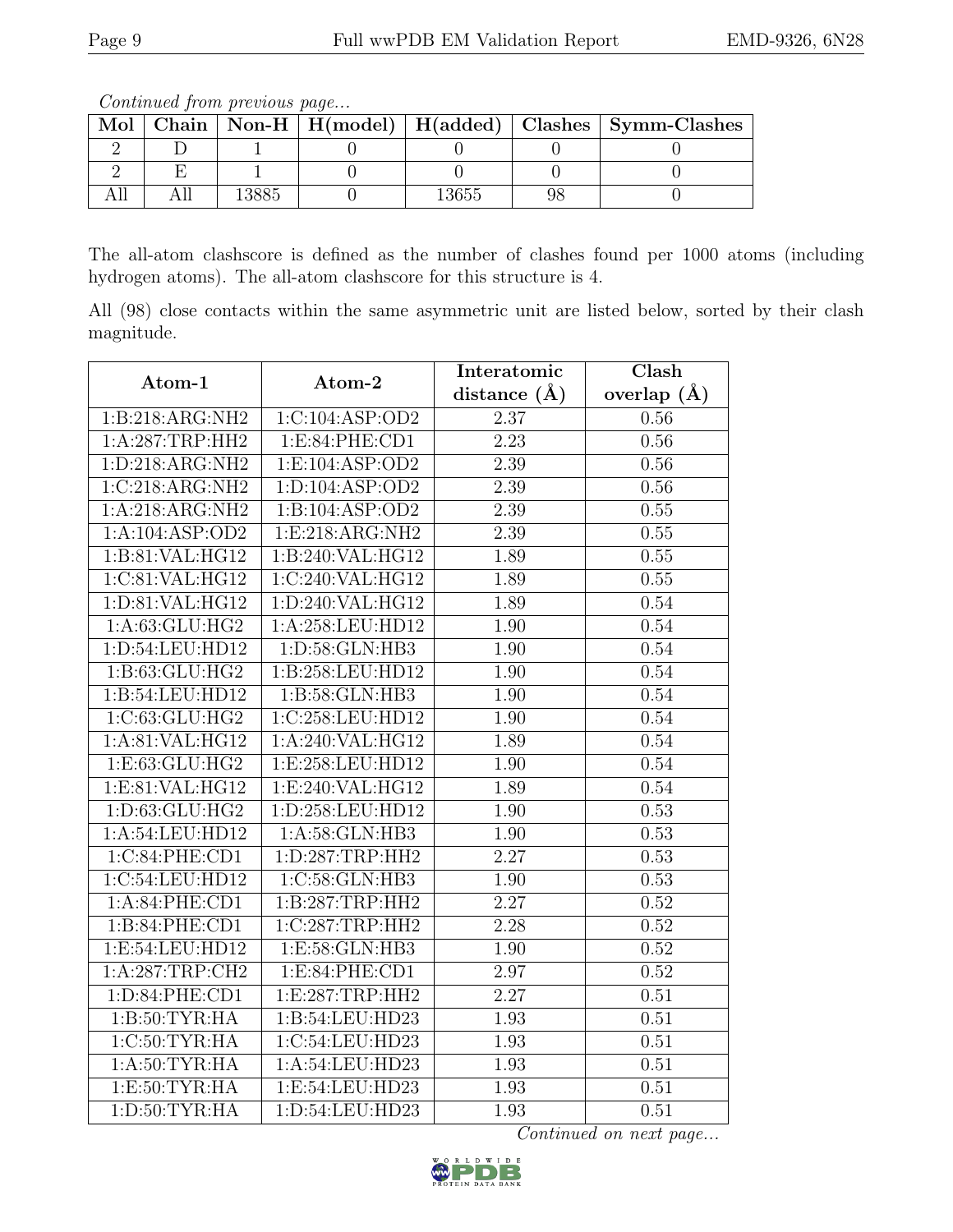*Continued from previous page...*

| Mol | Chain | Non-H | H(model) | H(added) | Clashes | Symm-Clashes |
|---|---|---|---|---|---|---|
| 2 | D | 1 | 0 | 0 | 0 | 0 |
| 2 | E | 1 | 0 | 0 | 0 | 0 |
| All | All | 13885 | 0 | 13655 | 98 | 0 |

The all-atom clashscore is defined as the number of clashes found per 1000 atoms (including hydrogen atoms). The all-atom clashscore for this structure is 4.

All (98) close contacts within the same asymmetric unit are listed below, sorted by their clash magnitude.

| Atom-1 | Atom-2 | Interatomic distance (Å) | Clash overlap (Å) |
|---|---|---|---|
| 1:B:218:ARG:NH2 | 1:C:104:ASP:OD2 | 2.37 | 0.56 |
| 1:A:287:TRP:HH2 | 1:E:84:PHE:CD1 | 2.23 | 0.56 |
| 1:D:218:ARG:NH2 | 1:E:104:ASP:OD2 | 2.39 | 0.56 |
| 1:C:218:ARG:NH2 | 1:D:104:ASP:OD2 | 2.39 | 0.56 |
| 1:A:218:ARG:NH2 | 1:B:104:ASP:OD2 | 2.39 | 0.55 |
| 1:A:104:ASP:OD2 | 1:E:218:ARG:NH2 | 2.39 | 0.55 |
| 1:B:81:VAL:HG12 | 1:B:240:VAL:HG12 | 1.89 | 0.55 |
| 1:C:81:VAL:HG12 | 1:C:240:VAL:HG12 | 1.89 | 0.55 |
| 1:D:81:VAL:HG12 | 1:D:240:VAL:HG12 | 1.89 | 0.54 |
| 1:A:63:GLU:HG2 | 1:A:258:LEU:HD12 | 1.90 | 0.54 |
| 1:D:54:LEU:HD12 | 1:D:58:GLN:HB3 | 1.90 | 0.54 |
| 1:B:63:GLU:HG2 | 1:B:258:LEU:HD12 | 1.90 | 0.54 |
| 1:B:54:LEU:HD12 | 1:B:58:GLN:HB3 | 1.90 | 0.54 |
| 1:C:63:GLU:HG2 | 1:C:258:LEU:HD12 | 1.90 | 0.54 |
| 1:A:81:VAL:HG12 | 1:A:240:VAL:HG12 | 1.89 | 0.54 |
| 1:E:63:GLU:HG2 | 1:E:258:LEU:HD12 | 1.90 | 0.54 |
| 1:E:81:VAL:HG12 | 1:E:240:VAL:HG12 | 1.89 | 0.54 |
| 1:D:63:GLU:HG2 | 1:D:258:LEU:HD12 | 1.90 | 0.53 |
| 1:A:54:LEU:HD12 | 1:A:58:GLN:HB3 | 1.90 | 0.53 |
| 1:C:84:PHE:CD1 | 1:D:287:TRP:HH2 | 2.27 | 0.53 |
| 1:C:54:LEU:HD12 | 1:C:58:GLN:HB3 | 1.90 | 0.53 |
| 1:A:84:PHE:CD1 | 1:B:287:TRP:HH2 | 2.27 | 0.52 |
| 1:B:84:PHE:CD1 | 1:C:287:TRP:HH2 | 2.28 | 0.52 |
| 1:E:54:LEU:HD12 | 1:E:58:GLN:HB3 | 1.90 | 0.52 |
| 1:A:287:TRP:CH2 | 1:E:84:PHE:CD1 | 2.97 | 0.52 |
| 1:D:84:PHE:CD1 | 1:E:287:TRP:HH2 | 2.27 | 0.51 |
| 1:B:50:TYR:HA | 1:B:54:LEU:HD23 | 1.93 | 0.51 |
| 1:C:50:TYR:HA | 1:C:54:LEU:HD23 | 1.93 | 0.51 |
| 1:A:50:TYR:HA | 1:A:54:LEU:HD23 | 1.93 | 0.51 |
| 1:E:50:TYR:HA | 1:E:54:LEU:HD23 | 1.93 | 0.51 |
| 1:D:50:TYR:HA | 1:D:54:LEU:HD23 | 1.93 | 0.51 |

*Continued on next page...*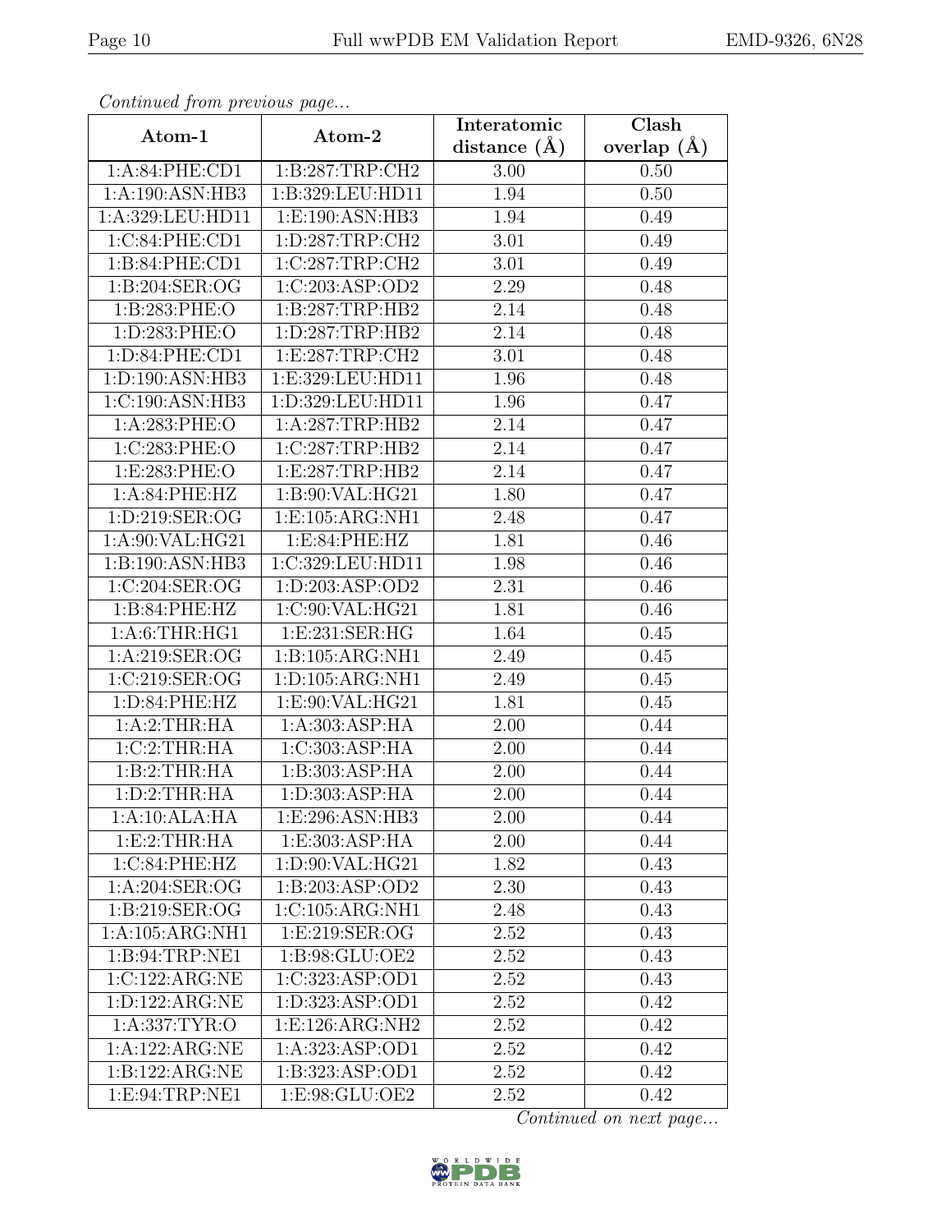*Continued from previous page...*

| Atom-1 | Atom-2 | Interatomic distance (Å) | Clash overlap (Å) |
|---|---|---|---|
| 1:A:84:PHE:CD1 | 1:B:287:TRP:CH2 | 3.00 | 0.50 |
| 1:A:190:ASN:HB3 | 1:B:329:LEU:HD11 | 1.94 | 0.50 |
| 1:A:329:LEU:HD11 | 1:E:190:ASN:HB3 | 1.94 | 0.49 |
| 1:C:84:PHE:CD1 | 1:D:287:TRP:CH2 | 3.01 | 0.49 |
| 1:B:84:PHE:CD1 | 1:C:287:TRP:CH2 | 3.01 | 0.49 |
| 1:B:204:SER:OG | 1:C:203:ASP:OD2 | 2.29 | 0.48 |
| 1:B:283:PHE:O | 1:B:287:TRP:HB2 | 2.14 | 0.48 |
| 1:D:283:PHE:O | 1:D:287:TRP:HB2 | 2.14 | 0.48 |
| 1:D:84:PHE:CD1 | 1:E:287:TRP:CH2 | 3.01 | 0.48 |
| 1:D:190:ASN:HB3 | 1:E:329:LEU:HD11 | 1.96 | 0.48 |
| 1:C:190:ASN:HB3 | 1:D:329:LEU:HD11 | 1.96 | 0.47 |
| 1:A:283:PHE:O | 1:A:287:TRP:HB2 | 2.14 | 0.47 |
| 1:C:283:PHE:O | 1:C:287:TRP:HB2 | 2.14 | 0.47 |
| 1:E:283:PHE:O | 1:E:287:TRP:HB2 | 2.14 | 0.47 |
| 1:A:84:PHE:HZ | 1:B:90:VAL:HG21 | 1.80 | 0.47 |
| 1:D:219:SER:OG | 1:E:105:ARG:NH1 | 2.48 | 0.47 |
| 1:A:90:VAL:HG21 | 1:E:84:PHE:HZ | 1.81 | 0.46 |
| 1:B:190:ASN:HB3 | 1:C:329:LEU:HD11 | 1.98 | 0.46 |
| 1:C:204:SER:OG | 1:D:203:ASP:OD2 | 2.31 | 0.46 |
| 1:B:84:PHE:HZ | 1:C:90:VAL:HG21 | 1.81 | 0.46 |
| 1:A:6:THR:HG1 | 1:E:231:SER:HG | 1.64 | 0.45 |
| 1:A:219:SER:OG | 1:B:105:ARG:NH1 | 2.49 | 0.45 |
| 1:C:219:SER:OG | 1:D:105:ARG:NH1 | 2.49 | 0.45 |
| 1:D:84:PHE:HZ | 1:E:90:VAL:HG21 | 1.81 | 0.45 |
| 1:A:2:THR:HA | 1:A:303:ASP:HA | 2.00 | 0.44 |
| 1:C:2:THR:HA | 1:C:303:ASP:HA | 2.00 | 0.44 |
| 1:B:2:THR:HA | 1:B:303:ASP:HA | 2.00 | 0.44 |
| 1:D:2:THR:HA | 1:D:303:ASP:HA | 2.00 | 0.44 |
| 1:A:10:ALA:HA | 1:E:296:ASN:HB3 | 2.00 | 0.44 |
| 1:E:2:THR:HA | 1:E:303:ASP:HA | 2.00 | 0.44 |
| 1:C:84:PHE:HZ | 1:D:90:VAL:HG21 | 1.82 | 0.43 |
| 1:A:204:SER:OG | 1:B:203:ASP:OD2 | 2.30 | 0.43 |
| 1:B:219:SER:OG | 1:C:105:ARG:NH1 | 2.48 | 0.43 |
| 1:A:105:ARG:NH1 | 1:E:219:SER:OG | 2.52 | 0.43 |
| 1:B:94:TRP:NE1 | 1:B:98:GLU:OE2 | 2.52 | 0.43 |
| 1:C:122:ARG:NE | 1:C:323:ASP:OD1 | 2.52 | 0.43 |
| 1:D:122:ARG:NE | 1:D:323:ASP:OD1 | 2.52 | 0.42 |
| 1:A:337:TYR:O | 1:E:126:ARG:NH2 | 2.52 | 0.42 |
| 1:A:122:ARG:NE | 1:A:323:ASP:OD1 | 2.52 | 0.42 |
| 1:B:122:ARG:NE | 1:B:323:ASP:OD1 | 2.52 | 0.42 |
| 1:E:94:TRP:NE1 | 1:E:98:GLU:OE2 | 2.52 | 0.42 |

*Continued on next page...*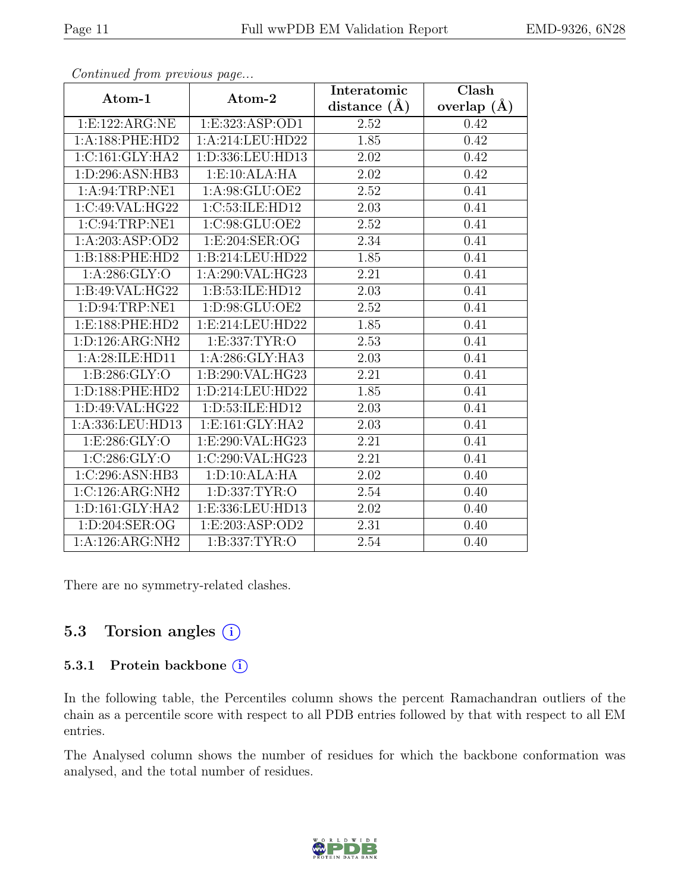*Continued from previous page...*

| Atom-1 | Atom-2 | Interatomic distance (Å) | Clash overlap (Å) |
|---|---|---|---|
| 1:E:122:ARG:NE | 1:E:323:ASP:OD1 | 2.52 | 0.42 |
| 1:A:188:PHE:HD2 | 1:A:214:LEU:HD22 | 1.85 | 0.42 |
| 1:C:161:GLY:HA2 | 1:D:336:LEU:HD13 | 2.02 | 0.42 |
| 1:D:296:ASN:HB3 | 1:E:10:ALA:HA | 2.02 | 0.42 |
| 1:A:94:TRP:NE1 | 1:A:98:GLU:OE2 | 2.52 | 0.41 |
| 1:C:49:VAL:HG22 | 1:C:53:ILE:HD12 | 2.03 | 0.41 |
| 1:C:94:TRP:NE1 | 1:C:98:GLU:OE2 | 2.52 | 0.41 |
| 1:A:203:ASP:OD2 | 1:E:204:SER:OG | 2.34 | 0.41 |
| 1:B:188:PHE:HD2 | 1:B:214:LEU:HD22 | 1.85 | 0.41 |
| 1:A:286:GLY:O | 1:A:290:VAL:HG23 | 2.21 | 0.41 |
| 1:B:49:VAL:HG22 | 1:B:53:ILE:HD12 | 2.03 | 0.41 |
| 1:D:94:TRP:NE1 | 1:D:98:GLU:OE2 | 2.52 | 0.41 |
| 1:E:188:PHE:HD2 | 1:E:214:LEU:HD22 | 1.85 | 0.41 |
| 1:D:126:ARG:NH2 | 1:E:337:TYR:O | 2.53 | 0.41 |
| 1:A:28:ILE:HD11 | 1:A:286:GLY:HA3 | 2.03 | 0.41 |
| 1:B:286:GLY:O | 1:B:290:VAL:HG23 | 2.21 | 0.41 |
| 1:D:188:PHE:HD2 | 1:D:214:LEU:HD22 | 1.85 | 0.41 |
| 1:D:49:VAL:HG22 | 1:D:53:ILE:HD12 | 2.03 | 0.41 |
| 1:A:336:LEU:HD13 | 1:E:161:GLY:HA2 | 2.03 | 0.41 |
| 1:E:286:GLY:O | 1:E:290:VAL:HG23 | 2.21 | 0.41 |
| 1:C:286:GLY:O | 1:C:290:VAL:HG23 | 2.21 | 0.41 |
| 1:C:296:ASN:HB3 | 1:D:10:ALA:HA | 2.02 | 0.40 |
| 1:C:126:ARG:NH2 | 1:D:337:TYR:O | 2.54 | 0.40 |
| 1:D:161:GLY:HA2 | 1:E:336:LEU:HD13 | 2.02 | 0.40 |
| 1:D:204:SER:OG | 1:E:203:ASP:OD2 | 2.31 | 0.40 |
| 1:A:126:ARG:NH2 | 1:B:337:TYR:O | 2.54 | 0.40 |

There are no symmetry-related clashes.

## 5.3 Torsion angles (i)

### 5.3.1 Protein backbone (i)

In the following table, the Percentiles column shows the percent Ramachandran outliers of the chain as a percentile score with respect to all PDB entries followed by that with respect to all EM entries.

The Analysed column shows the number of residues for which the backbone conformation was analysed, and the total number of residues.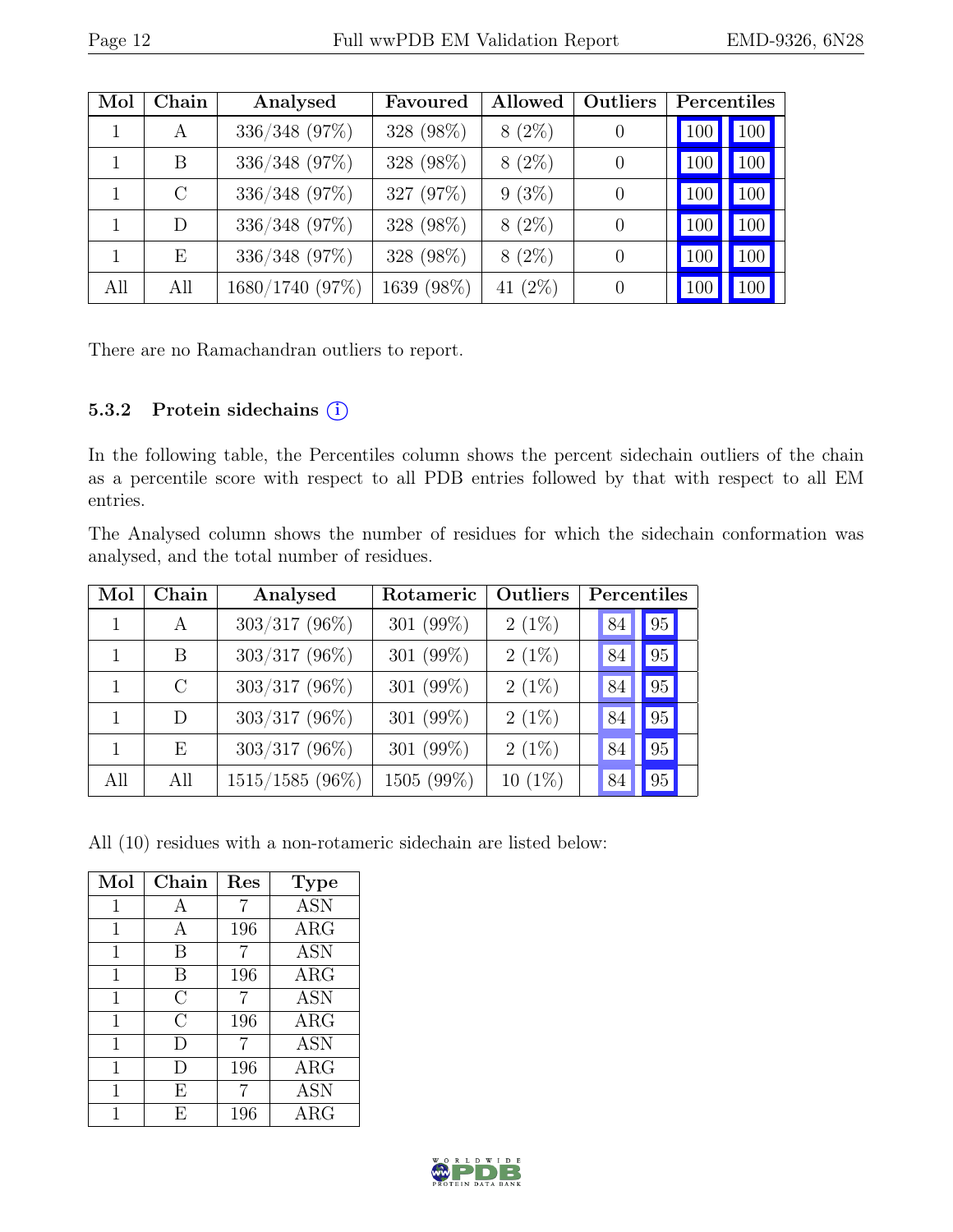| Mol | Chain | Analysed | Favoured | Allowed | Outliers | Percentiles | |
|---|---|---|---|---|---|---|---|
| 1 | A | 336/348 (97%) | 328 (98%) | 8 (2%) | 0 | 100 | 100 |
| 1 | B | 336/348 (97%) | 328 (98%) | 8 (2%) | 0 | 100 | 100 |
| 1 | C | 336/348 (97%) | 327 (97%) | 9 (3%) | 0 | 100 | 100 |
| 1 | D | 336/348 (97%) | 328 (98%) | 8 (2%) | 0 | 100 | 100 |
| 1 | E | 336/348 (97%) | 328 (98%) | 8 (2%) | 0 | 100 | 100 |
| All | All | 1680/1740 (97%) | 1639 (98%) | 41 (2%) | 0 | 100 | 100 |

There are no Ramachandran outliers to report.

### 5.3.2 Protein sidechains (i)

In the following table, the Percentiles column shows the percent sidechain outliers of the chain as a percentile score with respect to all PDB entries followed by that with respect to all EM entries.

The Analysed column shows the number of residues for which the sidechain conformation was analysed, and the total number of residues.

| Mol | Chain | Analysed | Rotameric | Outliers | Percentiles | |
|---|---|---|---|---|---|---|
| 1 | A | 303/317 (96%) | 301 (99%) | 2 (1%) | 84 | 95 |
| 1 | B | 303/317 (96%) | 301 (99%) | 2 (1%) | 84 | 95 |
| 1 | C | 303/317 (96%) | 301 (99%) | 2 (1%) | 84 | 95 |
| 1 | D | 303/317 (96%) | 301 (99%) | 2 (1%) | 84 | 95 |
| 1 | E | 303/317 (96%) | 301 (99%) | 2 (1%) | 84 | 95 |
| All | All | 1515/1585 (96%) | 1505 (99%) | 10 (1%) | 84 | 95 |

All (10) residues with a non-rotameric sidechain are listed below:

| Mol | Chain | Res | Type |
|---|---|---|---|
| 1 | A | 7 | ASN |
| 1 | A | 196 | ARG |
| 1 | B | 7 | ASN |
| 1 | B | 196 | ARG |
| 1 | C | 7 | ASN |
| 1 | C | 196 | ARG |
| 1 | D | 7 | ASN |
| 1 | D | 196 | ARG |
| 1 | E | 7 | ASN |
| 1 | E | 196 | ARG |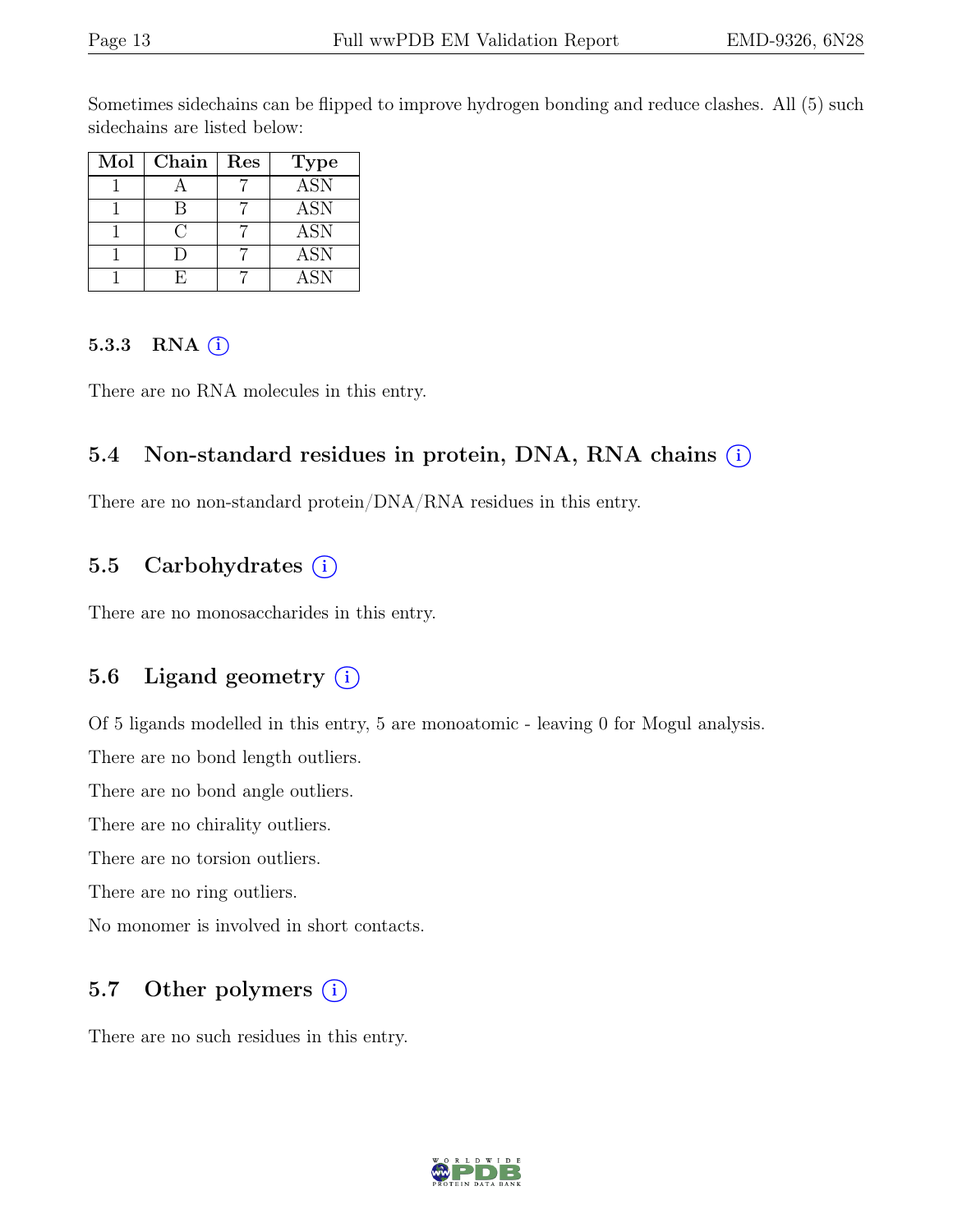Sometimes sidechains can be flipped to improve hydrogen bonding and reduce clashes. All (5) such sidechains are listed below:

| Mol | Chain | Res | Type |
|---|---|---|---|
| 1 | A | 7 | ASN |
| 1 | B | 7 | ASN |
| 1 | C | 7 | ASN |
| 1 | D | 7 | ASN |
| 1 | E | 7 | ASN |

#### 5.3.3 RNA (i)

There are no RNA molecules in this entry.

### 5.4 Non-standard residues in protein, DNA, RNA chains (i)

There are no non-standard protein/DNA/RNA residues in this entry.

### 5.5 Carbohydrates (i)

There are no monosaccharides in this entry.

### 5.6 Ligand geometry (i)

Of 5 ligands modelled in this entry, 5 are monoatomic - leaving 0 for Mogul analysis.

There are no bond length outliers.

There are no bond angle outliers.

There are no chirality outliers.

There are no torsion outliers.

There are no ring outliers.

No monomer is involved in short contacts.

### 5.7 Other polymers (i)

There are no such residues in this entry.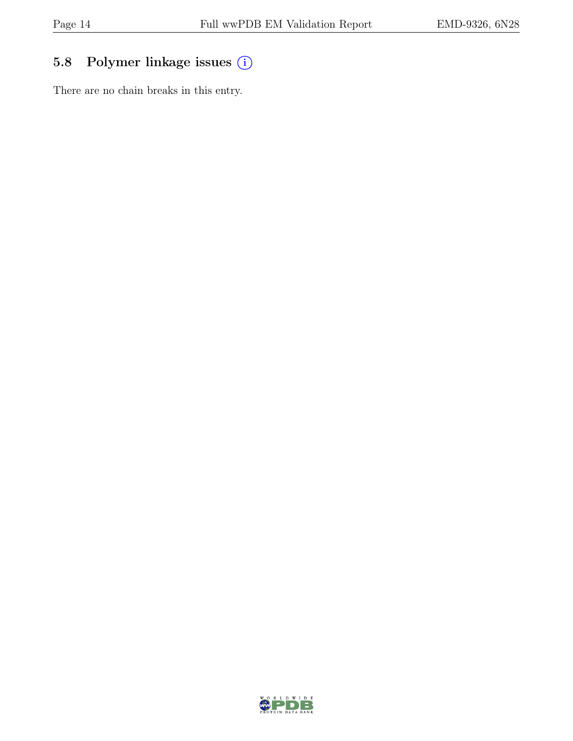## 5.8 Polymer linkage issues

There are no chain breaks in this entry.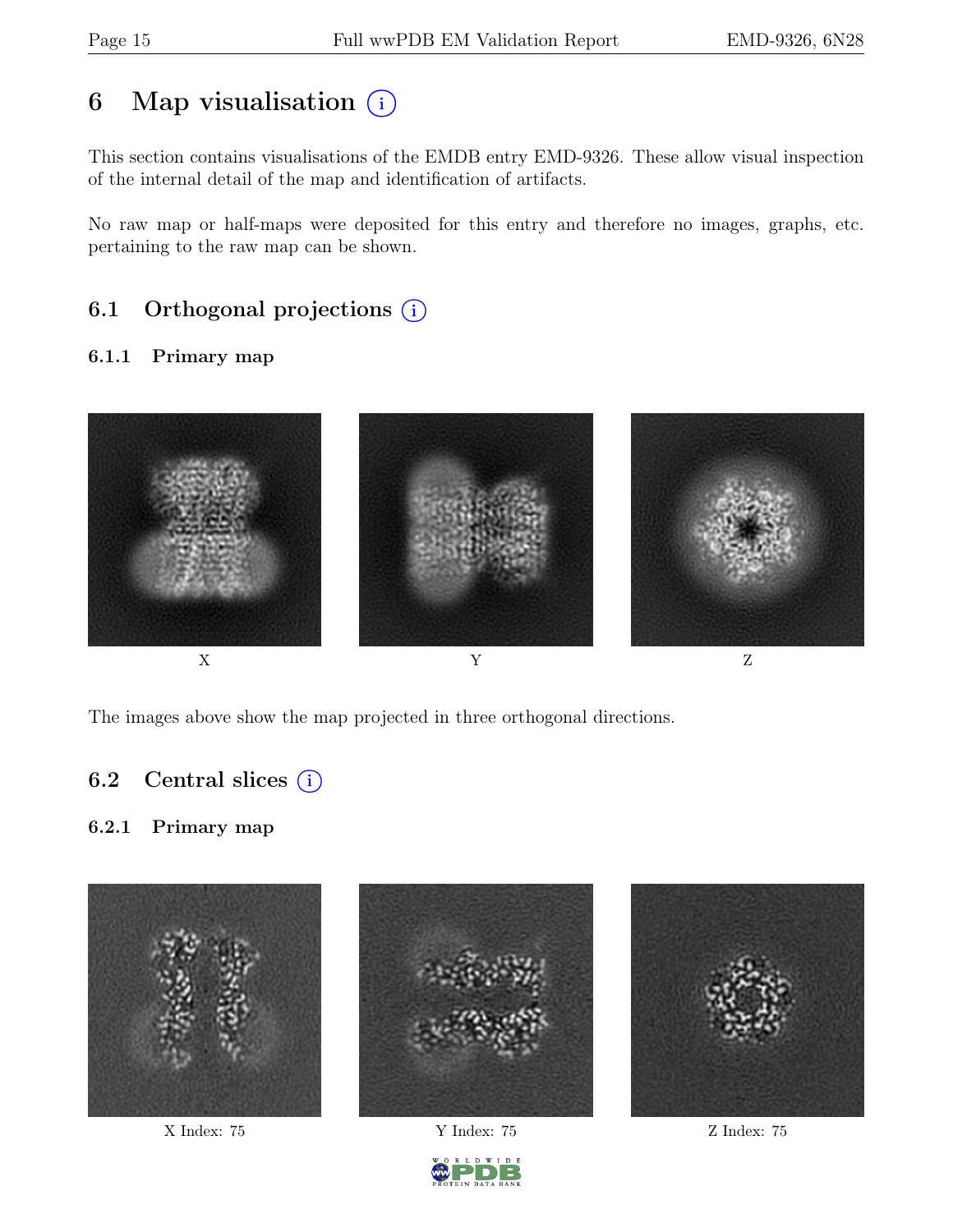# 6 Map visualisation

This section contains visualisations of the EMDB entry EMD-9326. These allow visual inspection of the internal detail of the map and identification of artifacts.

No raw map or half-maps were deposited for this entry and therefore no images, graphs, etc. pertaining to the raw map can be shown.

## 6.1 Orthogonal projections

### 6.1.1 Primary map

X Y Z

The images above show the map projected in three orthogonal directions.

## 6.2 Central slices

### 6.2.1 Primary map

X Index: 75 Y Index: 75 Z Index: 75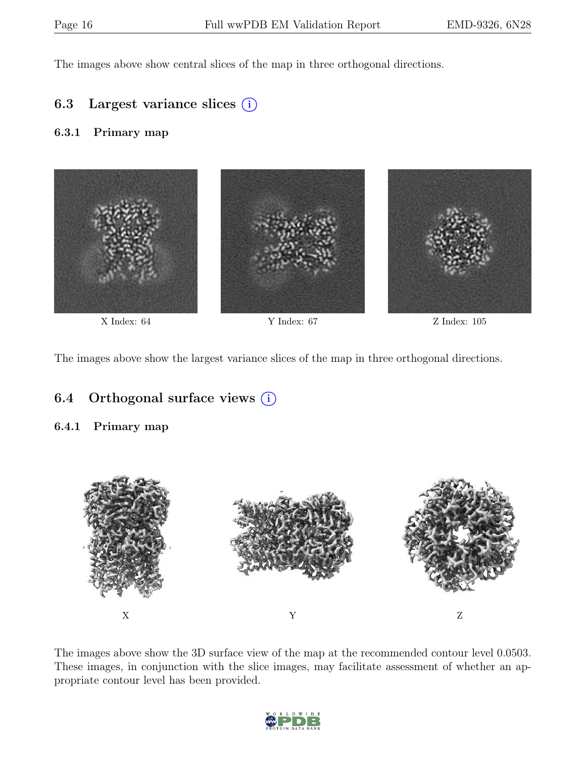The images above show central slices of the map in three orthogonal directions.

## 6.3 Largest variance slices (i)

### 6.3.1 Primary map

X Index: 64

Y Index: 67

Z Index: 105

The images above show the largest variance slices of the map in three orthogonal directions.

## 6.4 Orthogonal surface views (i)

### 6.4.1 Primary map

X

Y

Z

The images above show the 3D surface view of the map at the recommended contour level 0.0503. These images, in conjunction with the slice images, may facilitate assessment of whether an appropriate contour level has been provided.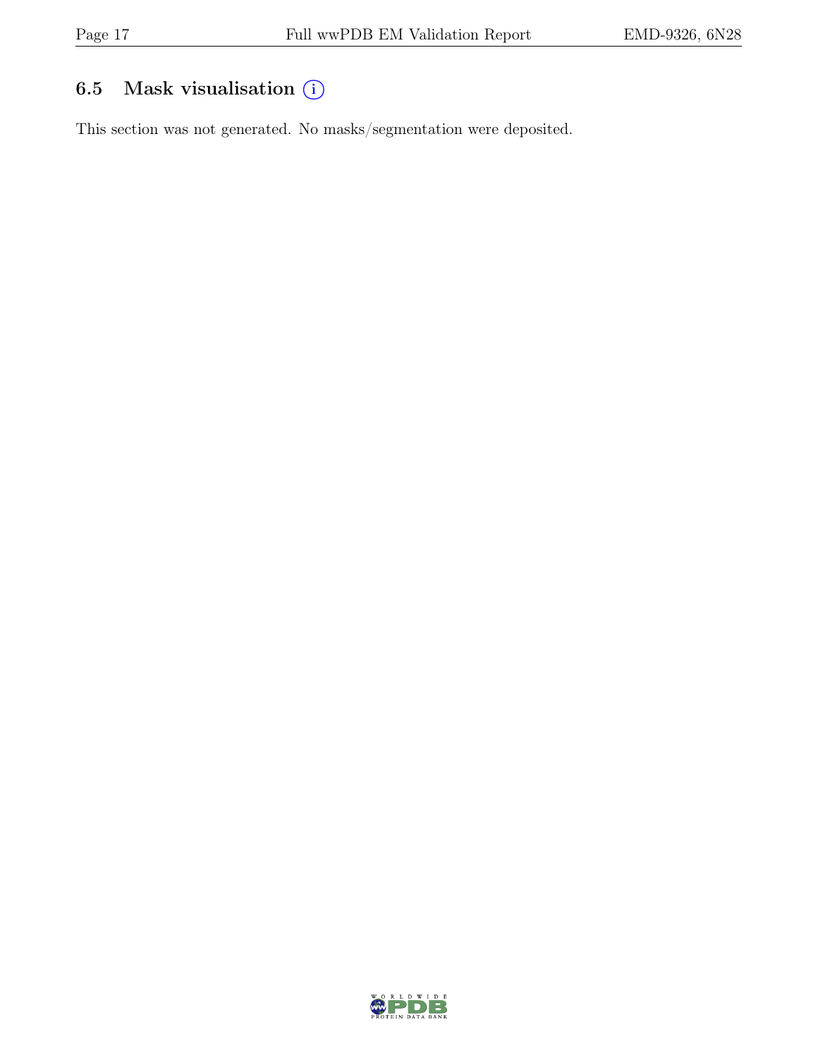## 6.5 Mask visualisation (i)

This section was not generated. No masks/segmentation were deposited.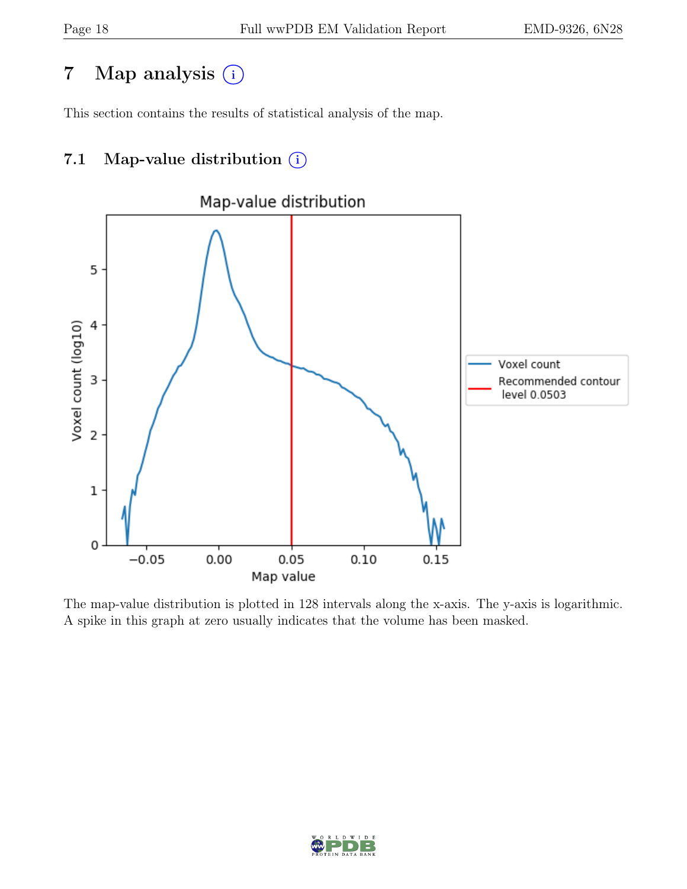# 7 Map analysis

This section contains the results of statistical analysis of the map.

## 7.1 Map-value distribution

The map-value distribution is plotted in 128 intervals along the x-axis. The y-axis is logarithmic. A spike in this graph at zero usually indicates that the volume has been masked.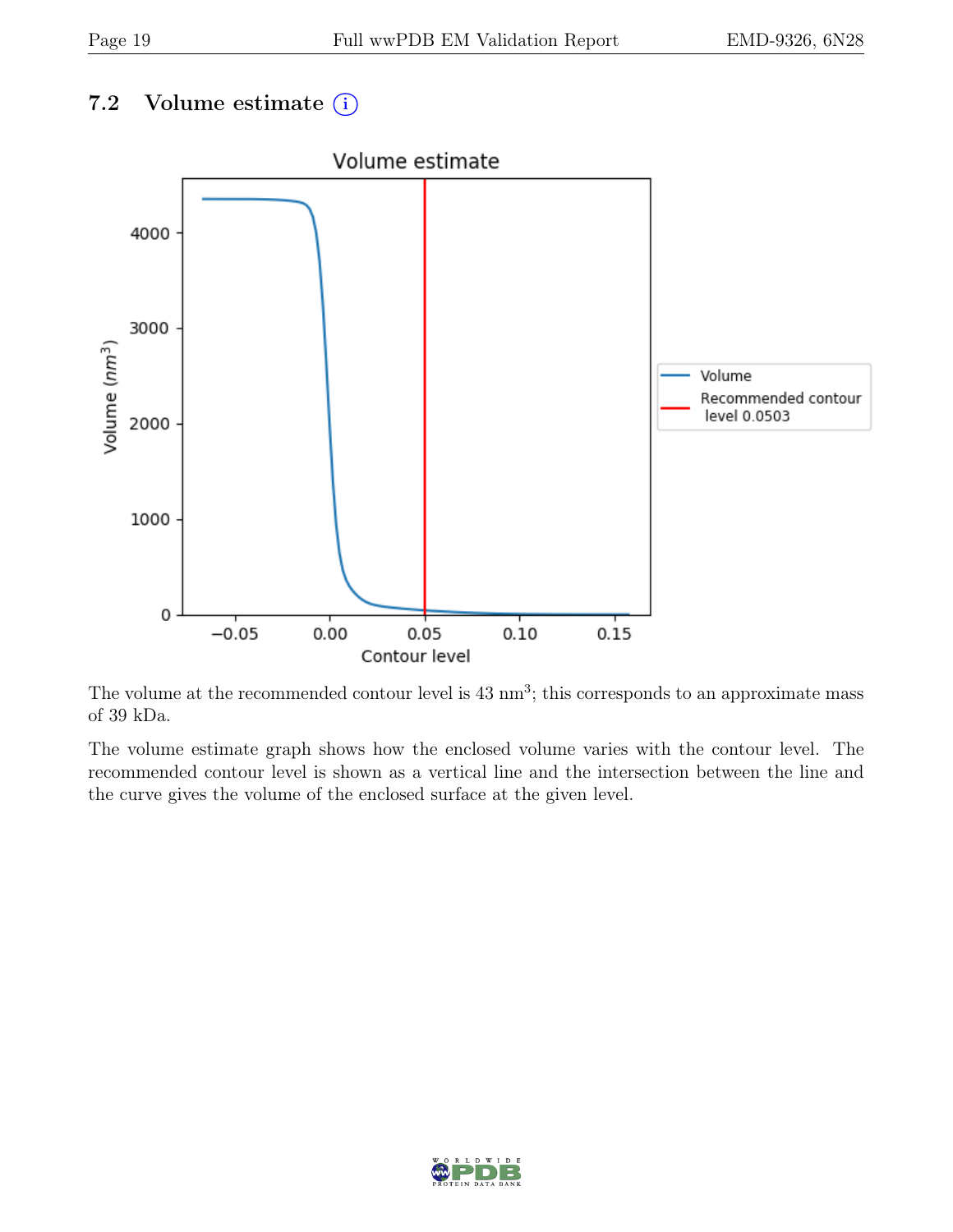### 7.2 Volume estimate

The volume at the recommended contour level is 43 $nm^3$; this corresponds to an approximate mass of 39 kDa.

The volume estimate graph shows how the enclosed volume varies with the contour level. The recommended contour level is shown as a vertical line and the intersection between the line and the curve gives the volume of the enclosed surface at the given level.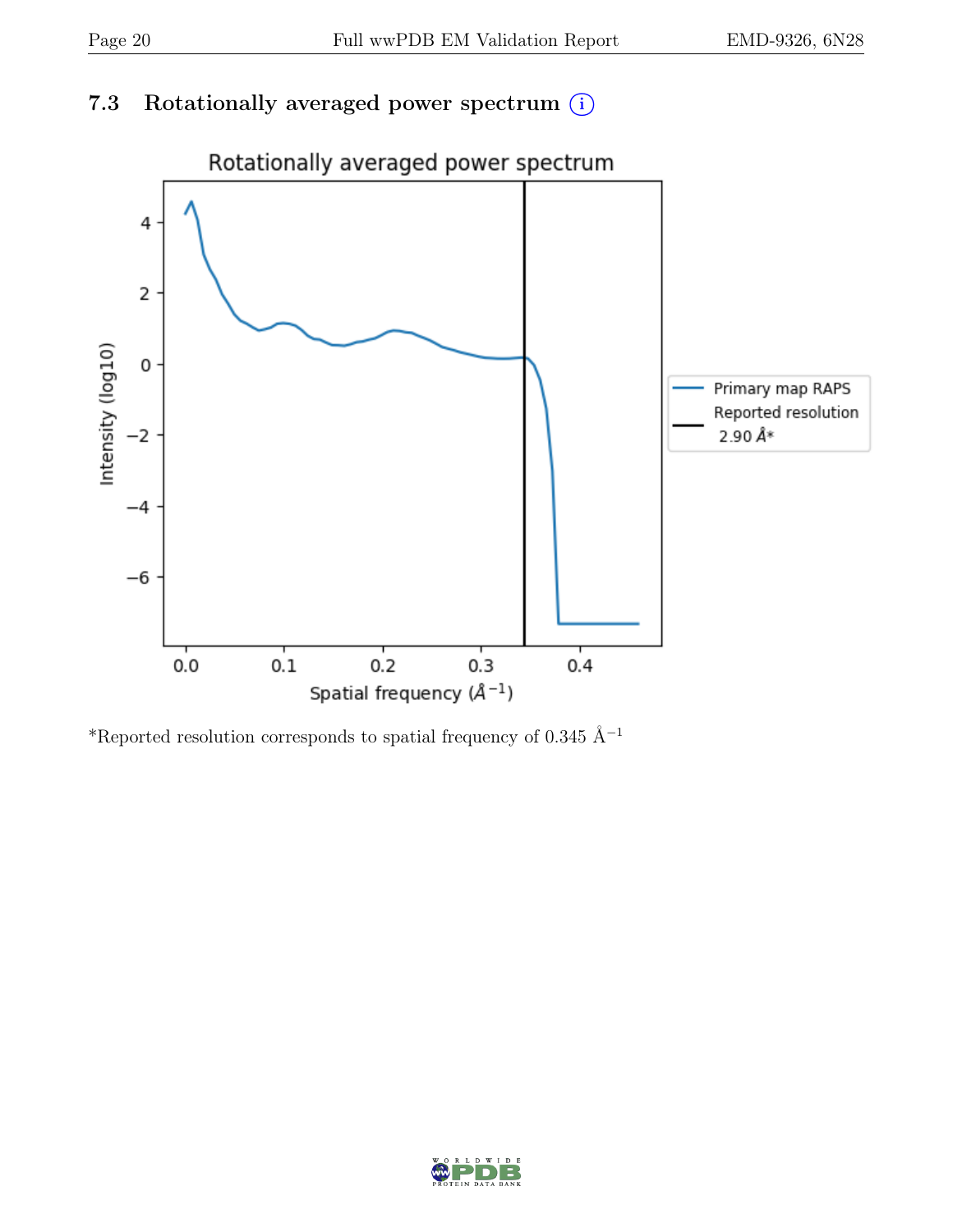### 7.3 Rotationally averaged power spectrum ⓘ

*Reported resolution corresponds to spatial frequency of 0.345 $Å^{-1}$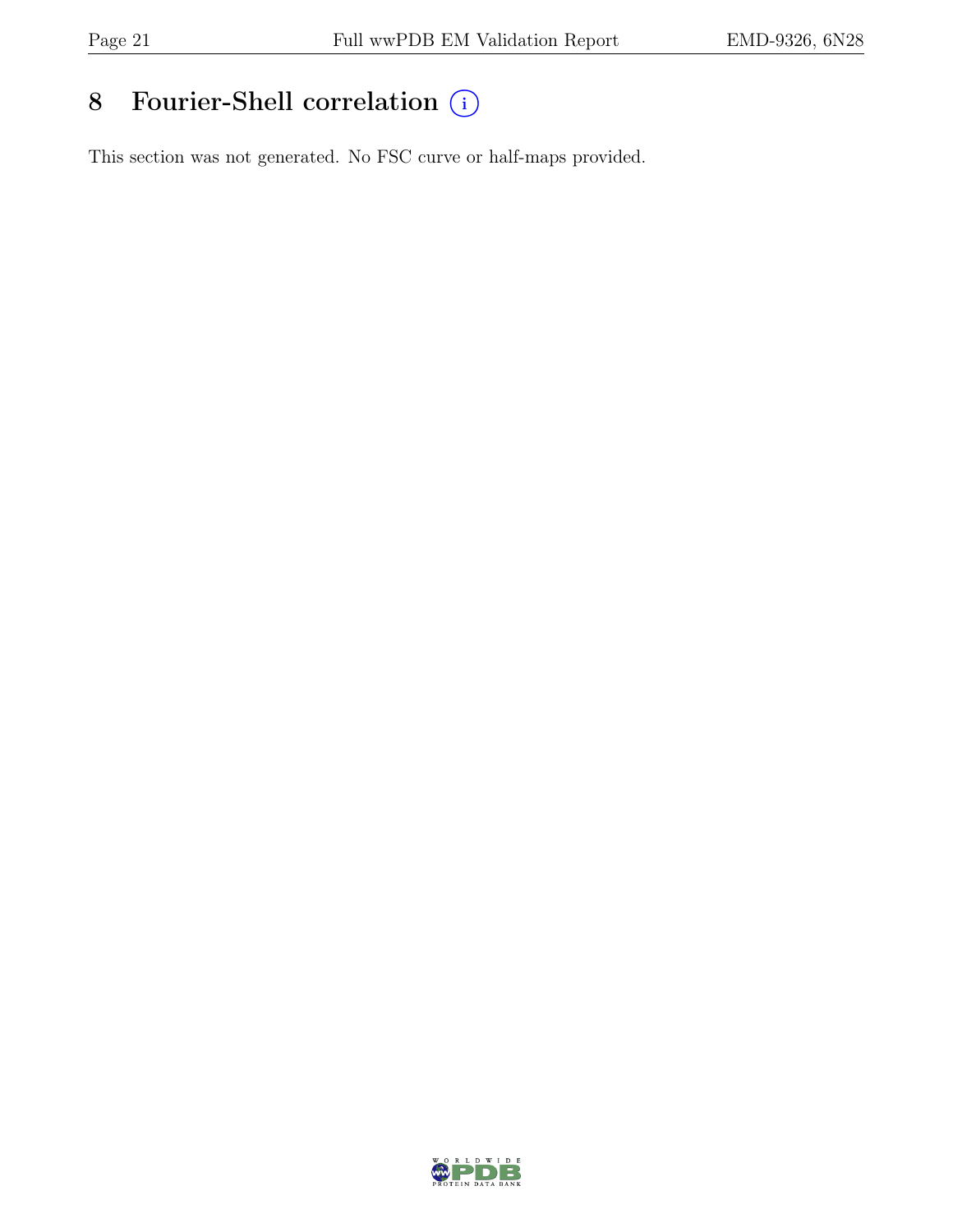# 8 Fourier-Shell correlation

This section was not generated. No FSC curve or half-maps provided.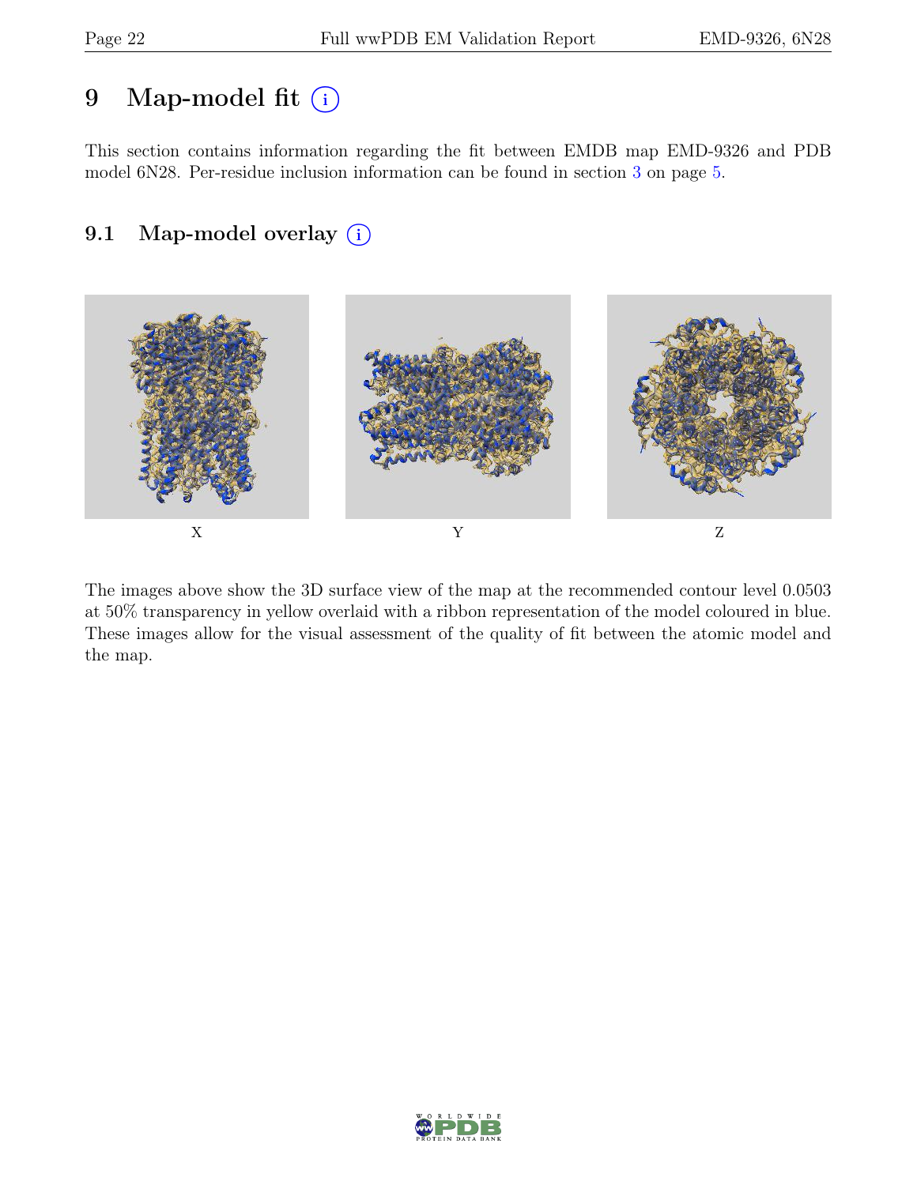# 9 Map-model fit (i)

This section contains information regarding the fit between EMDB map EMD-9326 and PDB model 6N28. Per-residue inclusion information can be found in section 3 on page 5.

## 9.1 Map-model overlay (i)

X Y Z

The images above show the 3D surface view of the map at the recommended contour level 0.0503 at 50% transparency in yellow overlaid with a ribbon representation of the model coloured in blue. These images allow for the visual assessment of the quality of fit between the atomic model and the map.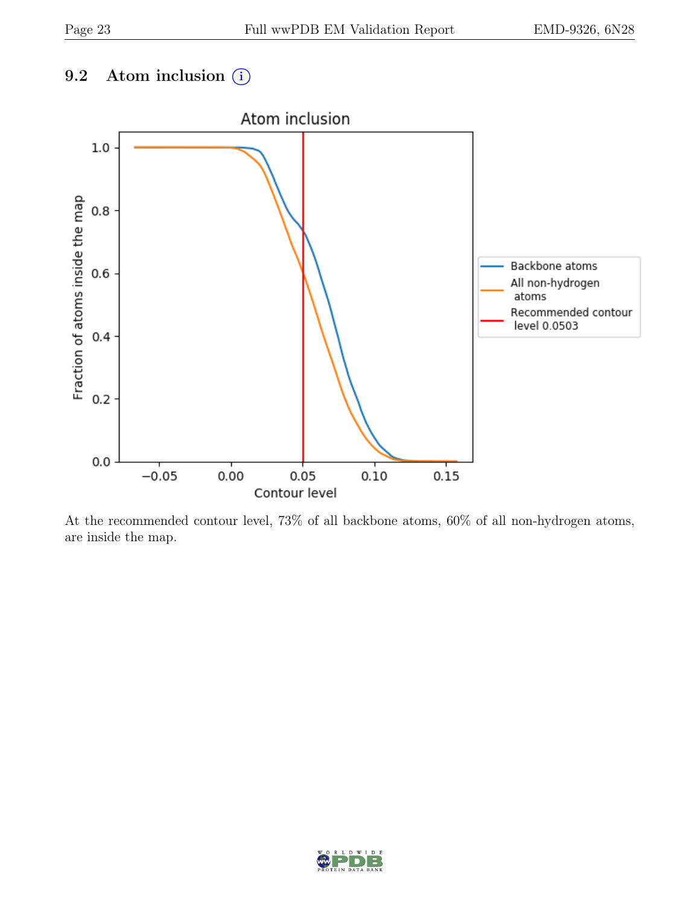## 9.2 Atom inclusion

Atom inclusion

Fraction of atoms inside the map

1.0
0.8
0.6
0.4
0.2
0.0

−0.05
0.00
0.05
0.10
0.15

Contour level

Backbone atoms
All non-hydrogen atoms
Recommended contour level 0.0503

At the recommended contour level, 73% of all backbone atoms, 60% of all non-hydrogen atoms, are inside the map.